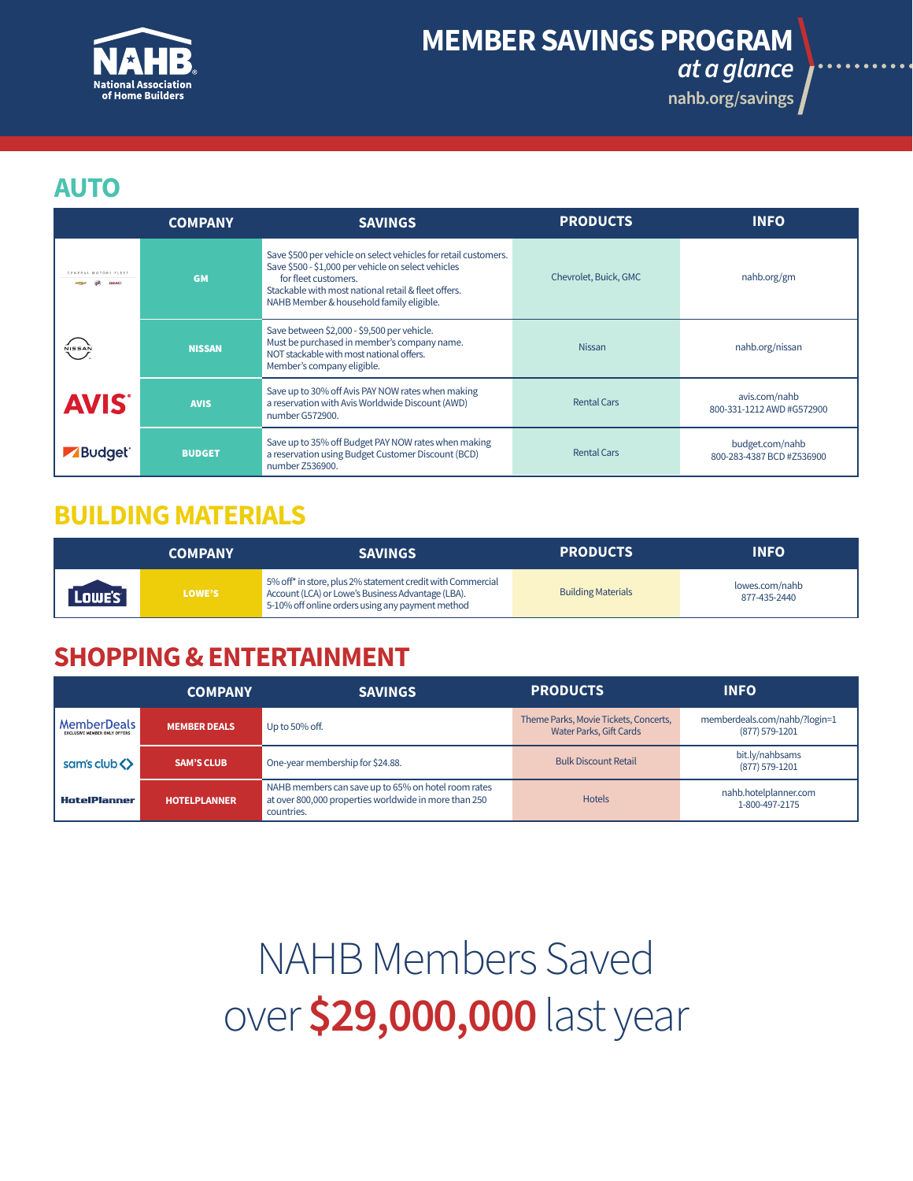# MEMBER SAVINGS PROGRAM

*at a glance*

nahb.org/savings

NAHB National Association of Home Builders

## AUTO

| | COMPANY | SAVINGS | PRODUCTS | INFO |
|---|---|---|---|---|
| GENERAL MOTORS FLEET | GM | Save $500 per vehicle on select vehicles for retail customers. Save $500 - $1,000 per vehicle on select vehicles for fleet customers. Stackable with most national retail & fleet offers. NAHB Member & household family eligible. | Chevrolet, Buick, GMC | nahb.org/gm |
| NISSAN | NISSAN | Save between $2,000 - $9,500 per vehicle. Must be purchased in member's company name. NOT stackable with most national offers. Member's company eligible. | Nissan | nahb.org/nissan |
| AVIS | AVIS | Save up to 30% off Avis PAY NOW rates when making a reservation with Avis Worldwide Discount (AWD) number G572900. | Rental Cars | avis.com/nahb 800-331-1212 AWD #G572900 |
| Budget | BUDGET | Save up to 35% off Budget PAY NOW rates when making a reservation using Budget Customer Discount (BCD) number Z536900. | Rental Cars | budget.com/nahb 800-283-4387 BCD #Z536900 |

## BUILDING MATERIALS

| | COMPANY | SAVINGS | PRODUCTS | INFO |
|---|---|---|---|---|
| LOWE'S | LOWE'S | 5% off* in store, plus 2% statement credit with Commercial Account (LCA) or Lowe's Business Advantage (LBA). 5-10% off online orders using any payment method | Building Materials | lowes.com/nahb 877-435-2440 |

## SHOPPING & ENTERTAINMENT

| | COMPANY | SAVINGS | PRODUCTS | INFO |
|---|---|---|---|---|
| MemberDeals EXCLUSIVE MEMBER ONLY OFFERS | MEMBER DEALS | Up to 50% off. | Theme Parks, Movie Tickets, Concerts, Water Parks, Gift Cards | memberdeals.com/nahb/?login=1 (877) 579-1201 |
| sam's club | SAM'S CLUB | One-year membership for $24.88. | Bulk Discount Retail | bit.ly/nahbsams (877) 579-1201 |
| HotelPlanner | HOTELPLANNER | NAHB members can save up to 65% on hotel room rates at over 800,000 properties worldwide in more than 250 countries. | Hotels | nahb.hotelplanner.com 1-800-497-2175 |

NAHB Members Saved over **$29,000,000** last year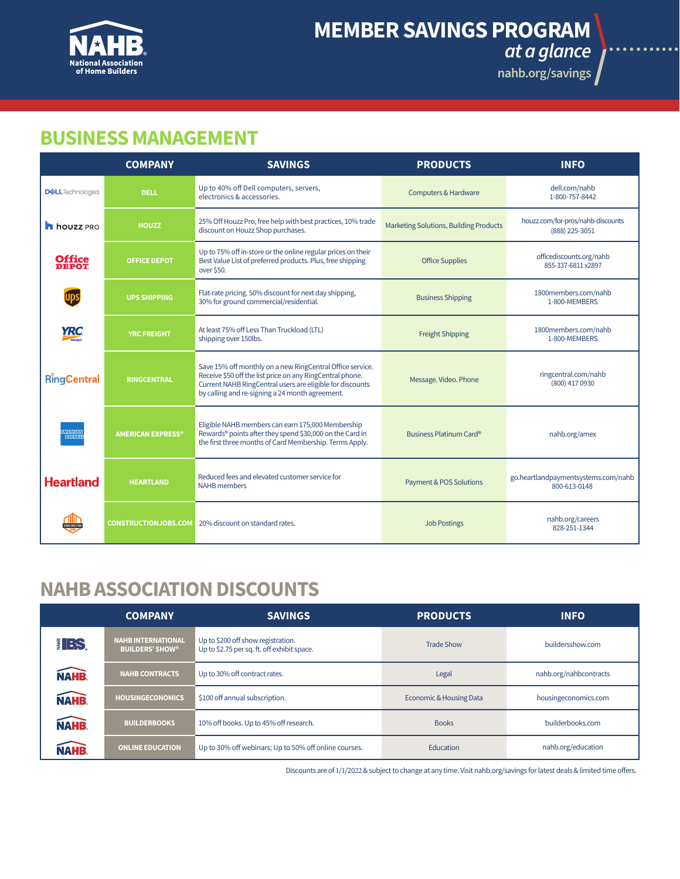# MEMBER SAVINGS PROGRAM

*at a glance*

nahb.org/savings

NAHB National Association of Home Builders

## BUSINESS MANAGEMENT

| | COMPANY | SAVINGS | PRODUCTS | INFO |
|---|---|---|---|---|
| DELL Technologies | DELL | Up to 40% off Dell computers, servers, electronics & accessories. | Computers & Hardware | dell.com/nahb 1-800-757-8442 |
| houzz PRO | HOUZZ | 25% Off Houzz Pro, free help with best practices, 10% trade discount on Houzz Shop purchases. | Marketing Solutions, Building Products | houzz.com/for-pros/nahb-discounts (888) 225-3051 |
| Office DEPOT | OFFICE DEPOT | Up to 75% off in-store or the online regular prices on their Best Value List of preferred products. Plus, free shipping over $50. | Office Supplies | officediscounts.org/nahb 855-337-6811 x2897 |
| ups | UPS SHIPPING | Flat-rate pricing. 50% discount for next day shipping, 30% for ground commercial/residential. | Business Shipping | 1800members.com/nahb 1-800-MEMBERS |
| YRC | YRC FREIGHT | At least 75% off Less Than Truckload (LTL) shipping over 150lbs. | Freight Shipping | 1800members.com/nahb 1-800-MEMBERS |
| RingCentral | RINGCENTRAL | Save 15% off monthly on a new RingCentral Office service. Receive $50 off the list price on any RingCentral phone. Current NAHB RingCentral users are eligible for discounts by calling and re-signing a 24 month agreement. | Message. Video. Phone | ringcentral.com/nahb (800) 417 0930 |
| AMERICAN EXPRESS | AMERICAN EXPRESS® | Eligible NAHB members can earn 175,000 Membership Rewards® points after they spend $30,000 on the Card in the first three months of Card Membership. Terms Apply. | Business Platinum Card® | nahb.org/amex |
| Heartland | HEARTLAND | Reduced fees and elevated customer service for NAHB members | Payment & POS Solutions | go.heartlandpaymentsystems.com/nahb 800-613-0148 |
| CONSTRUCTION JOBS | CONSTRUCTIONJOBS.COM | 20% discount on standard rates. | Job Postings | nahb.org/careers 828-251-1344 |

## NAHB ASSOCIATION DISCOUNTS

| | COMPANY | SAVINGS | PRODUCTS | INFO |
|---|---|---|---|---|
| NAHB IBS | NAHB INTERNATIONAL BUILDERS' SHOW® | Up to $200 off show registration. Up to $2.75 per sq. ft. off exhibit space. | Trade Show | buildersshow.com |
| NAHB | NAHB CONTRACTS | Up to 30% off contract rates. | Legal | nahb.org/nahbcontracts |
| NAHB | HOUSINGECONOMICS | $100 off annual subscription. | Economic & Housing Data | housingeconomics.com |
| NAHB | BUILDERBOOKS | 10% off books. Up to 45% off research. | Books | builderbooks.com |
| NAHB | ONLINE EDUCATION | Up to 30% off webinars; Up to 50% off online courses. | Education | nahb.org/education |

Discounts are of 1/1/2022 & subject to change at any time. Visit nahb.org/savings for latest deals & limited time offers.